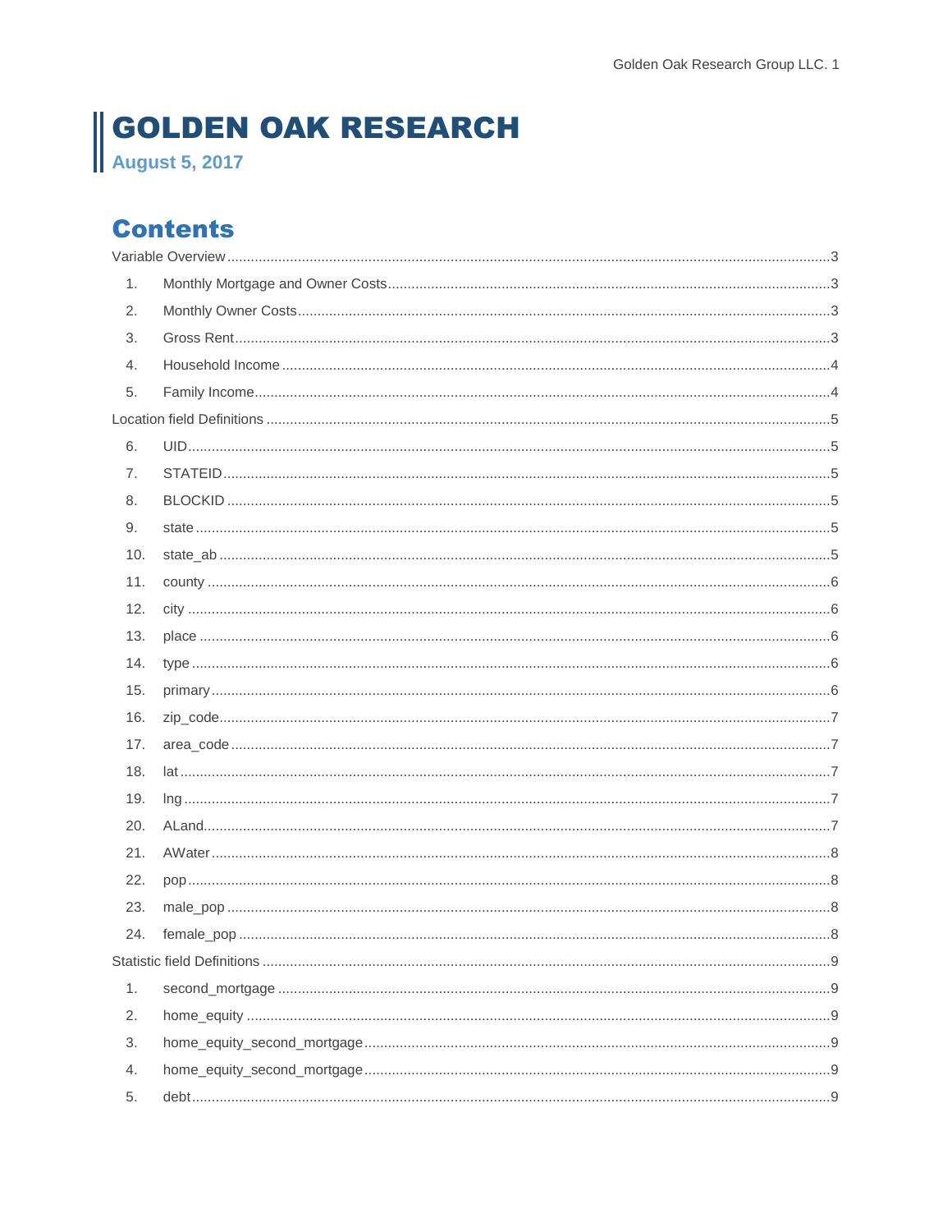# GOLDEN OAK RESEARCH

**August 5, 2017**

## Contents

Variable Overview .......... 3

1. Monthly Mortgage and Owner Costs .......... 3
2. Monthly Owner Costs .......... 3
3. Gross Rent .......... 3
4. Household Income .......... 4
5. Family Income .......... 4

Location field Definitions .......... 5

6. UID .......... 5
7. STATEID .......... 5
8. BLOCKID .......... 5
9. state .......... 5
10. state_ab .......... 5
11. county .......... 6
12. city .......... 6
13. place .......... 6
14. type .......... 6
15. primary .......... 6
16. zip_code .......... 7
17. area_code .......... 7
18. lat .......... 7
19. lng .......... 7
20. ALand .......... 7
21. AWater .......... 8
22. pop .......... 8
23. male_pop .......... 8
24. female_pop .......... 8

Statistic field Definitions .......... 9

1. second_mortgage .......... 9
2. home_equity .......... 9
3. home_equity_second_mortgage .......... 9
4. home_equity_second_mortgage .......... 9
5. debt .......... 9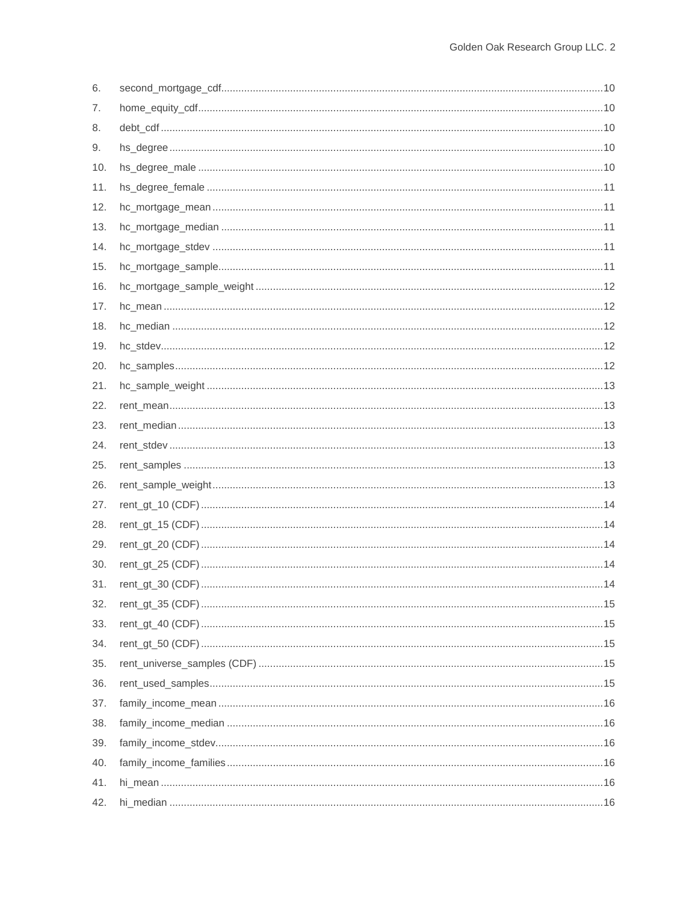6. second_mortgage_cdf ........................................ 10
7. home_equity_cdf ........................................ 10
8. debt_cdf ........................................ 10
9. hs_degree ........................................ 10
10. hs_degree_male ........................................ 10
11. hs_degree_female ........................................ 11
12. hc_mortgage_mean ........................................ 11
13. hc_mortgage_median ........................................ 11
14. hc_mortgage_stdev ........................................ 11
15. hc_mortgage_sample ........................................ 11
16. hc_mortgage_sample_weight ........................................ 12
17. hc_mean ........................................ 12
18. hc_median ........................................ 12
19. hc_stdev ........................................ 12
20. hc_samples ........................................ 12
21. hc_sample_weight ........................................ 13
22. rent_mean ........................................ 13
23. rent_median ........................................ 13
24. rent_stdev ........................................ 13
25. rent_samples ........................................ 13
26. rent_sample_weight ........................................ 13
27. rent_gt_10 (CDF) ........................................ 14
28. rent_gt_15 (CDF) ........................................ 14
29. rent_gt_20 (CDF) ........................................ 14
30. rent_gt_25 (CDF) ........................................ 14
31. rent_gt_30 (CDF) ........................................ 14
32. rent_gt_35 (CDF) ........................................ 15
33. rent_gt_40 (CDF) ........................................ 15
34. rent_gt_50 (CDF) ........................................ 15
35. rent_universe_samples (CDF) ........................................ 15
36. rent_used_samples ........................................ 15
37. family_income_mean ........................................ 16
38. family_income_median ........................................ 16
39. family_income_stdev ........................................ 16
40. family_income_families ........................................ 16
41. hi_mean ........................................ 16
42. hi_median ........................................ 16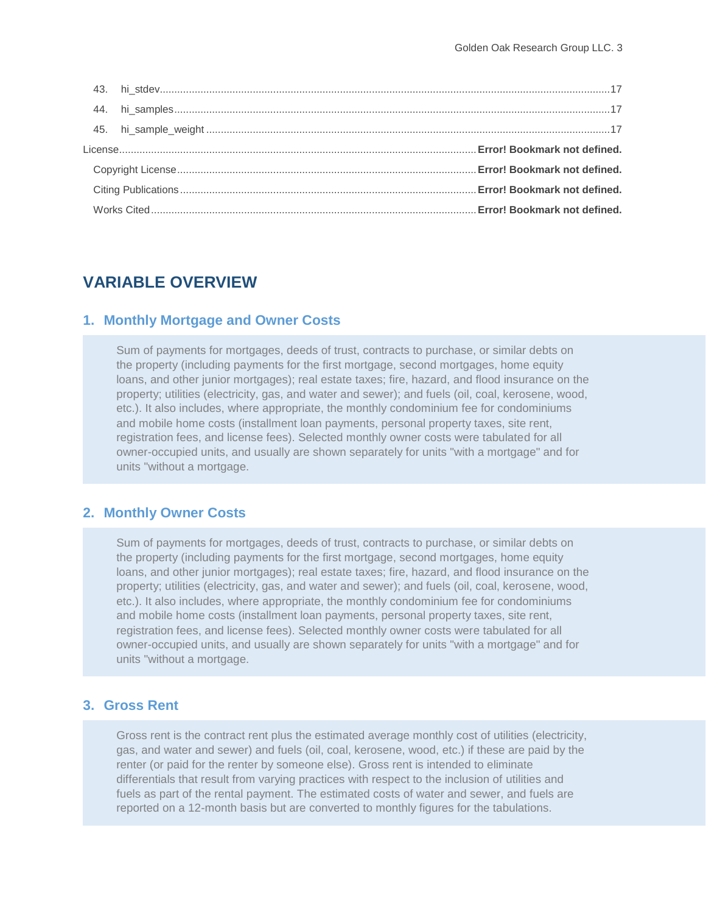43. hi_stdev.......17
44. hi_samples.......17
45. hi_sample_weight.......17

License.......**Error! Bookmark not defined.**

Copyright License.......**Error! Bookmark not defined.**

Citing Publications.......**Error! Bookmark not defined.**

Works Cited.......**Error! Bookmark not defined.**

# VARIABLE OVERVIEW

## 1. Monthly Mortgage and Owner Costs

Sum of payments for mortgages, deeds of trust, contracts to purchase, or similar debts on the property (including payments for the first mortgage, second mortgages, home equity loans, and other junior mortgages); real estate taxes; fire, hazard, and flood insurance on the property; utilities (electricity, gas, and water and sewer); and fuels (oil, coal, kerosene, wood, etc.). It also includes, where appropriate, the monthly condominium fee for condominiums and mobile home costs (installment loan payments, personal property taxes, site rent, registration fees, and license fees). Selected monthly owner costs were tabulated for all owner-occupied units, and usually are shown separately for units "with a mortgage" and for units "without a mortgage.

## 2. Monthly Owner Costs

Sum of payments for mortgages, deeds of trust, contracts to purchase, or similar debts on the property (including payments for the first mortgage, second mortgages, home equity loans, and other junior mortgages); real estate taxes; fire, hazard, and flood insurance on the property; utilities (electricity, gas, and water and sewer); and fuels (oil, coal, kerosene, wood, etc.). It also includes, where appropriate, the monthly condominium fee for condominiums and mobile home costs (installment loan payments, personal property taxes, site rent, registration fees, and license fees). Selected monthly owner costs were tabulated for all owner-occupied units, and usually are shown separately for units "with a mortgage" and for units "without a mortgage.

## 3. Gross Rent

Gross rent is the contract rent plus the estimated average monthly cost of utilities (electricity, gas, and water and sewer) and fuels (oil, coal, kerosene, wood, etc.) if these are paid by the renter (or paid for the renter by someone else). Gross rent is intended to eliminate differentials that result from varying practices with respect to the inclusion of utilities and fuels as part of the rental payment. The estimated costs of water and sewer, and fuels are reported on a 12-month basis but are converted to monthly figures for the tabulations.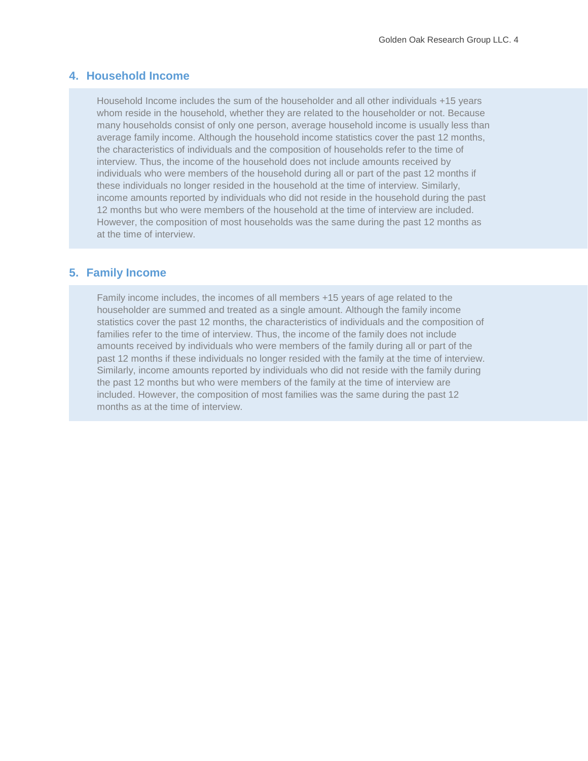## 4. Household Income

Household Income includes the sum of the householder and all other individuals +15 years whom reside in the household, whether they are related to the householder or not. Because many households consist of only one person, average household income is usually less than average family income. Although the household income statistics cover the past 12 months, the characteristics of individuals and the composition of households refer to the time of interview. Thus, the income of the household does not include amounts received by individuals who were members of the household during all or part of the past 12 months if these individuals no longer resided in the household at the time of interview. Similarly, income amounts reported by individuals who did not reside in the household during the past 12 months but who were members of the household at the time of interview are included. However, the composition of most households was the same during the past 12 months as at the time of interview.

## 5. Family Income

Family income includes, the incomes of all members +15 years of age related to the householder are summed and treated as a single amount. Although the family income statistics cover the past 12 months, the characteristics of individuals and the composition of families refer to the time of interview. Thus, the income of the family does not include amounts received by individuals who were members of the family during all or part of the past 12 months if these individuals no longer resided with the family at the time of interview. Similarly, income amounts reported by individuals who did not reside with the family during the past 12 months but who were members of the family at the time of interview are included. However, the composition of most families was the same during the past 12 months as at the time of interview.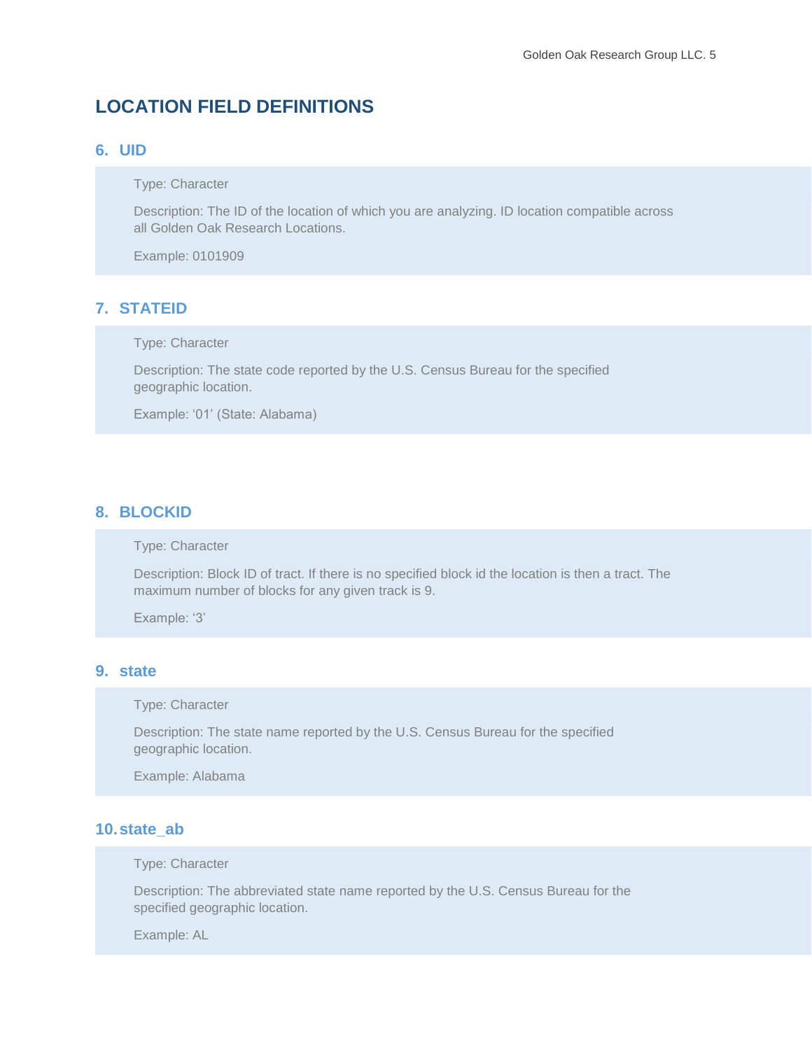## LOCATION FIELD DEFINITIONS

### 6. UID

Type: Character

Description: The ID of the location of which you are analyzing. ID location compatible across all Golden Oak Research Locations.

Example: 0101909

### 7. STATEID

Type: Character

Description: The state code reported by the U.S. Census Bureau for the specified geographic location.

Example: '01' (State: Alabama)

### 8. BLOCKID

Type: Character

Description: Block ID of tract. If there is no specified block id the location is then a tract. The maximum number of blocks for any given track is 9.

Example: '3'

### 9. state

Type: Character

Description: The state name reported by the U.S. Census Bureau for the specified geographic location.

Example: Alabama

### 10. state_ab

Type: Character

Description: The abbreviated state name reported by the U.S. Census Bureau for the specified geographic location.

Example: AL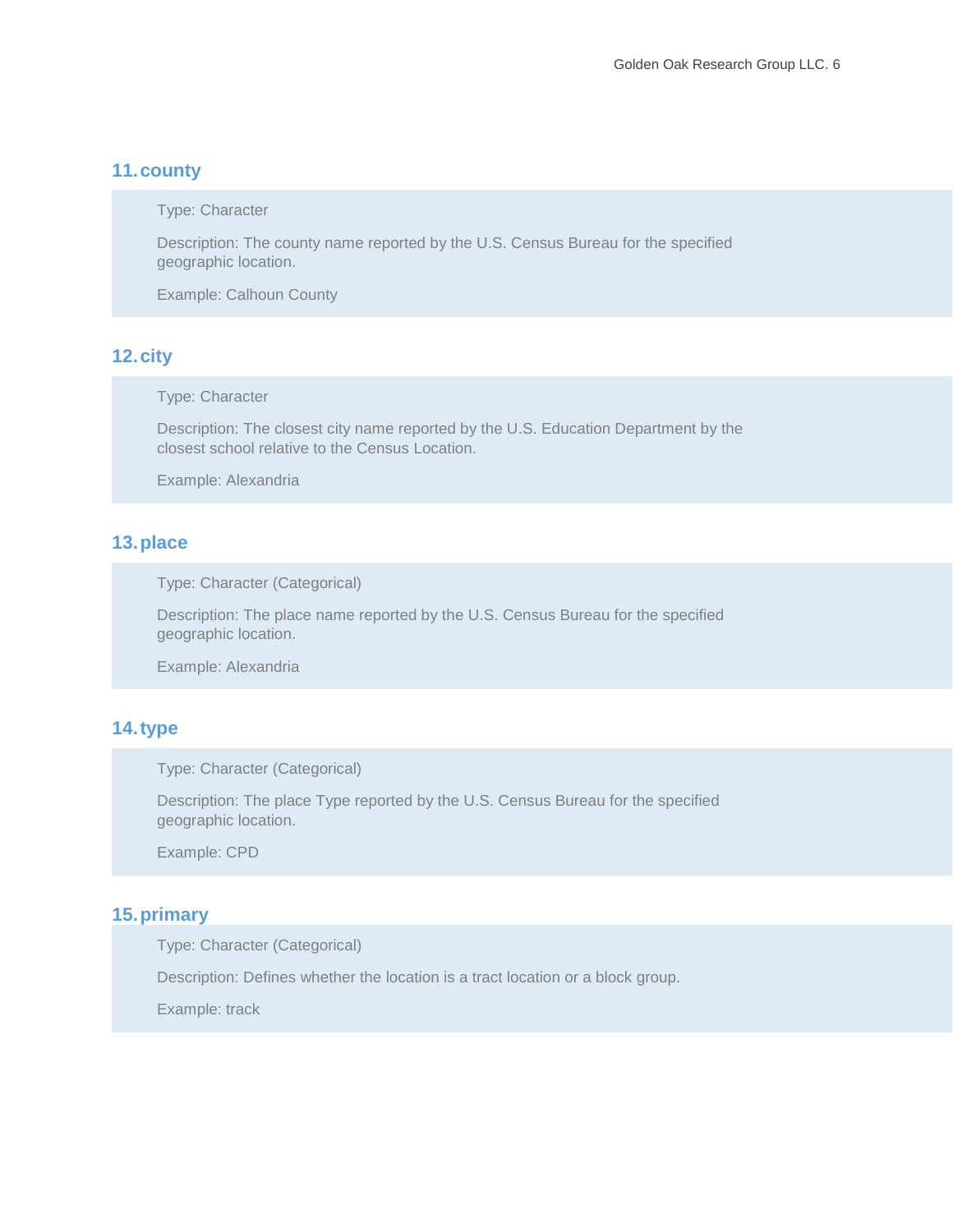## 11. county

Type: Character

Description: The county name reported by the U.S. Census Bureau for the specified geographic location.

Example: Calhoun County

## 12. city

Type: Character

Description: The closest city name reported by the U.S. Education Department by the closest school relative to the Census Location.

Example: Alexandria

## 13. place

Type: Character (Categorical)

Description: The place name reported by the U.S. Census Bureau for the specified geographic location.

Example: Alexandria

## 14. type

Type: Character (Categorical)

Description: The place Type reported by the U.S. Census Bureau for the specified geographic location.

Example: CPD

## 15. primary

Type: Character (Categorical)

Description: Defines whether the location is a tract location or a block group.

Example: track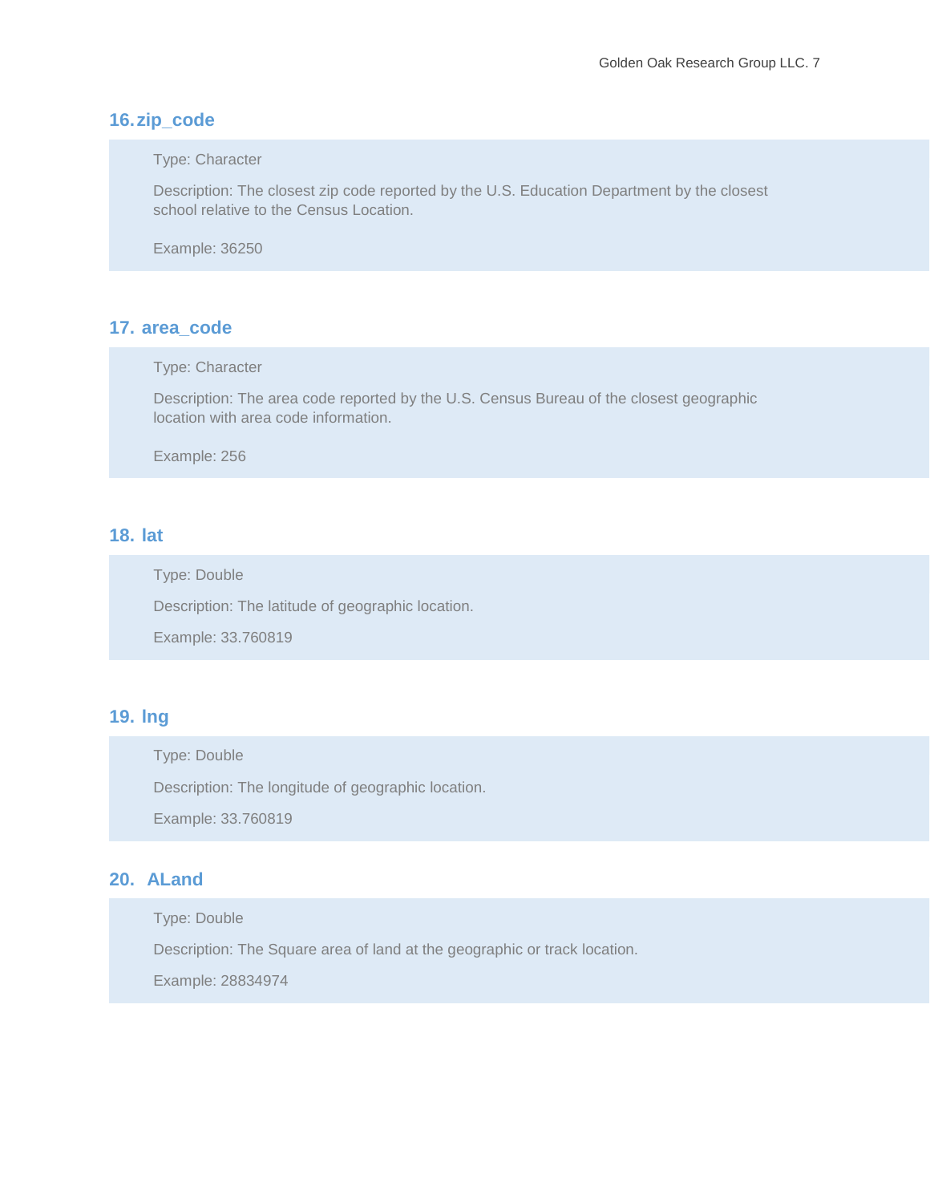### 16. zip_code

Type: Character

Description: The closest zip code reported by the U.S. Education Department by the closest school relative to the Census Location.

Example: 36250

### 17. area_code

Type: Character

Description: The area code reported by the U.S. Census Bureau of the closest geographic location with area code information.

Example: 256

### 18. lat

Type: Double

Description: The latitude of geographic location.

Example: 33.760819

### 19. lng

Type: Double

Description: The longitude of geographic location.

Example: 33.760819

### 20. ALand

Type: Double

Description: The Square area of land at the geographic or track location.

Example: 28834974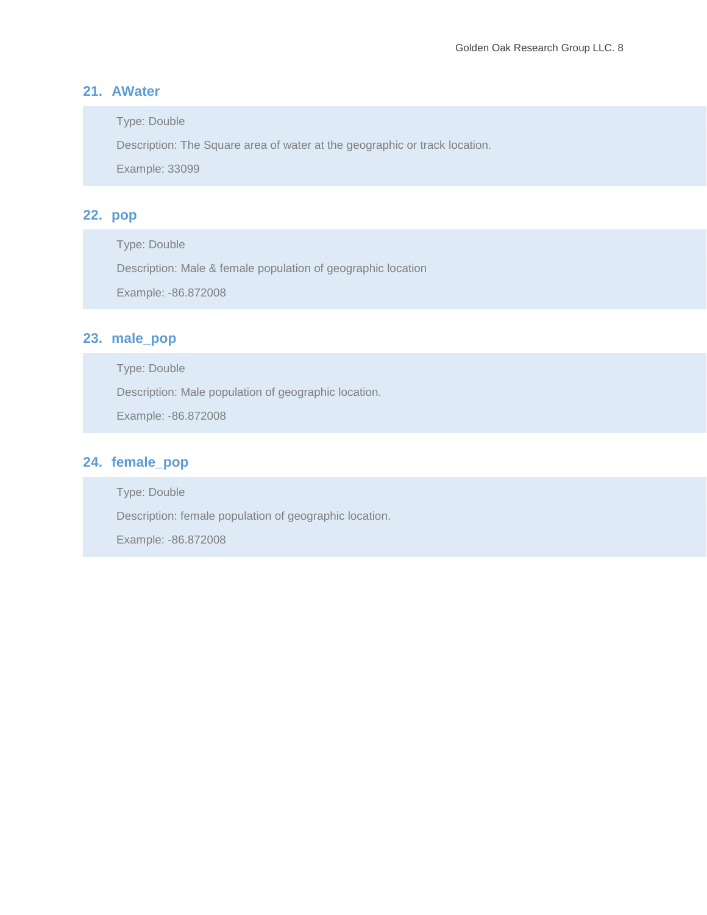### 21. AWater

Type: Double

Description: The Square area of water at the geographic or track location.

Example: 33099

### 22. pop

Type: Double

Description: Male & female population of geographic location

Example: -86.872008

### 23. male_pop

Type: Double

Description: Male population of geographic location.

Example: -86.872008

### 24. female_pop

Type: Double

Description: female population of geographic location.

Example: -86.872008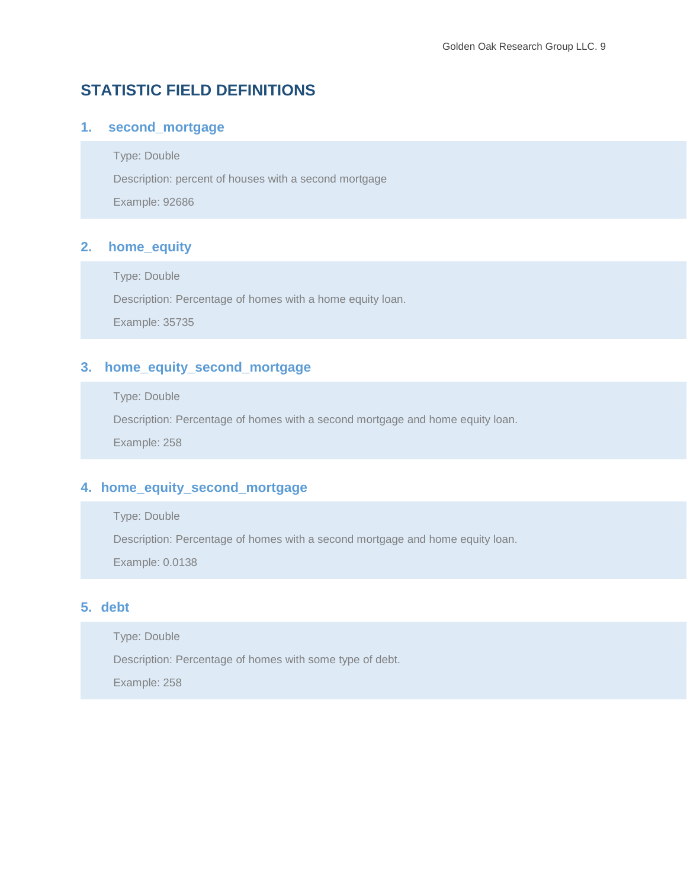## STATISTIC FIELD DEFINITIONS

### 1. second_mortgage

Type: Double

Description: percent of houses with a second mortgage

Example: 92686

### 2. home_equity

Type: Double

Description: Percentage of homes with a home equity loan.

Example: 35735

### 3. home_equity_second_mortgage

Type: Double

Description: Percentage of homes with a second mortgage and home equity loan.

Example: 258

### 4. home_equity_second_mortgage

Type: Double

Description: Percentage of homes with a second mortgage and home equity loan.

Example: 0.0138

### 5. debt

Type: Double

Description: Percentage of homes with some type of debt.

Example: 258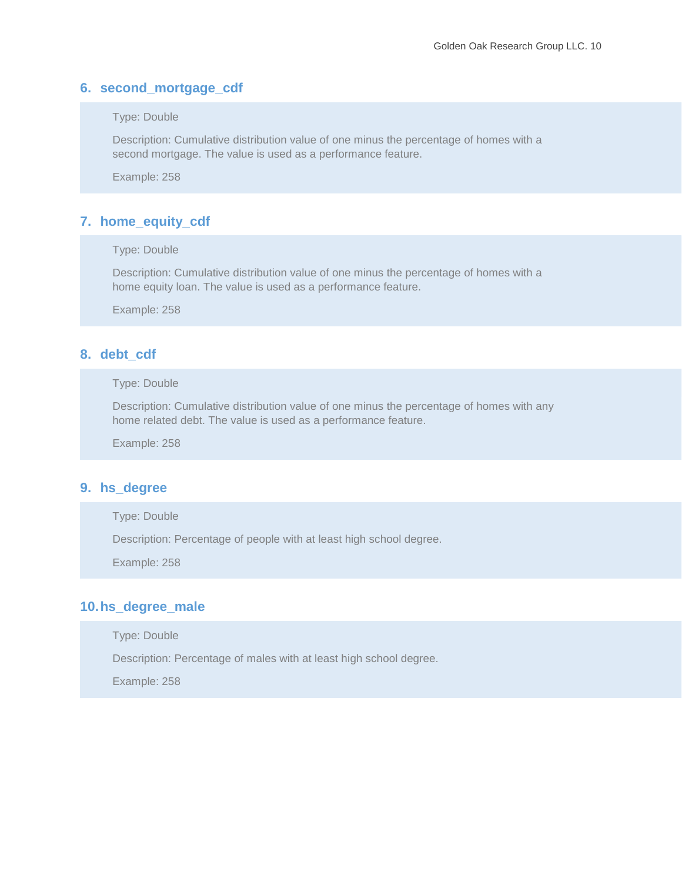### 6. second_mortgage_cdf

Type: Double

Description: Cumulative distribution value of one minus the percentage of homes with a second mortgage. The value is used as a performance feature.

Example: 258

### 7. home_equity_cdf

Type: Double

Description: Cumulative distribution value of one minus the percentage of homes with a home equity loan. The value is used as a performance feature.

Example: 258

### 8. debt_cdf

Type: Double

Description: Cumulative distribution value of one minus the percentage of homes with any home related debt. The value is used as a performance feature.

Example: 258

### 9. hs_degree

Type: Double

Description: Percentage of people with at least high school degree.

Example: 258

### 10. hs_degree_male

Type: Double

Description: Percentage of males with at least high school degree.

Example: 258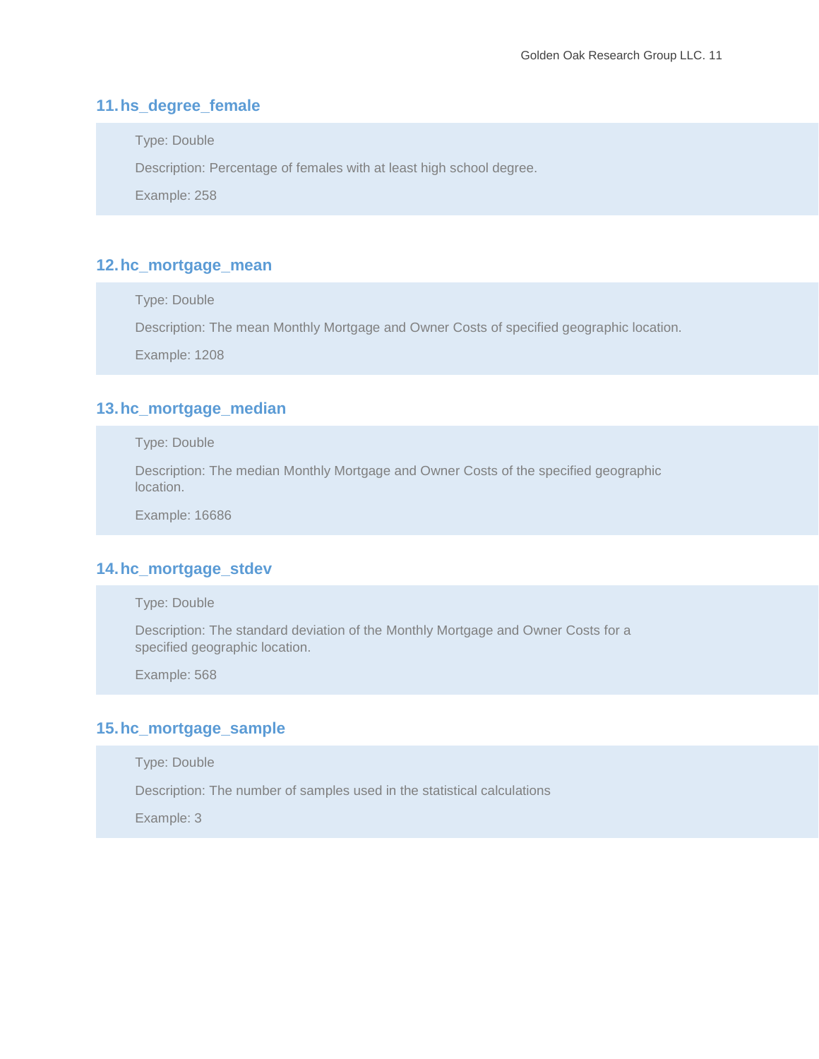### 11. hs_degree_female

Type: Double

Description: Percentage of females with at least high school degree.

Example: 258

### 12. hc_mortgage_mean

Type: Double

Description: The mean Monthly Mortgage and Owner Costs of specified geographic location.

Example: 1208

### 13. hc_mortgage_median

Type: Double

Description: The median Monthly Mortgage and Owner Costs of the specified geographic location.

Example: 16686

### 14. hc_mortgage_stdev

Type: Double

Description: The standard deviation of the Monthly Mortgage and Owner Costs for a specified geographic location.

Example: 568

### 15. hc_mortgage_sample

Type: Double

Description: The number of samples used in the statistical calculations

Example: 3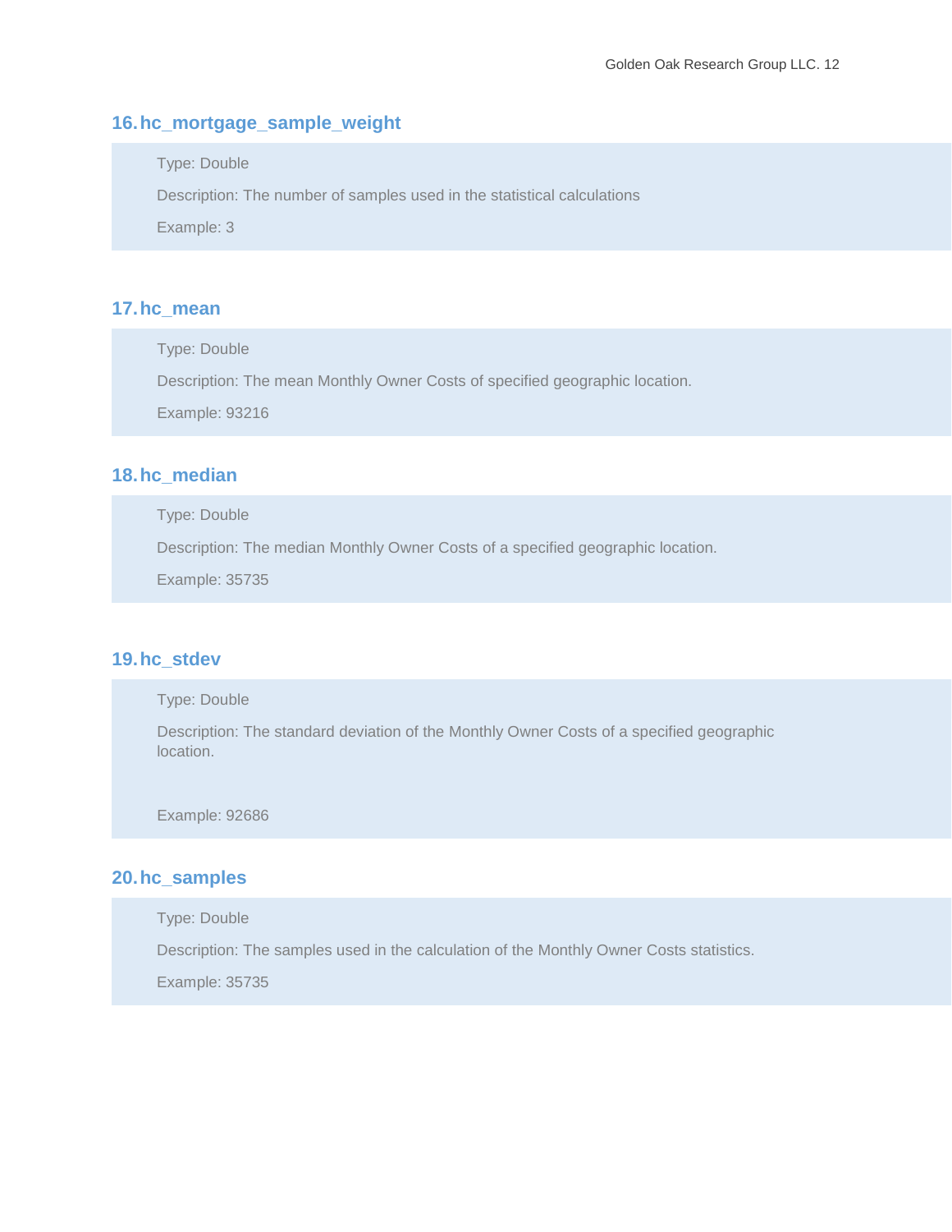### 16. hc_mortgage_sample_weight

Type: Double

Description: The number of samples used in the statistical calculations

Example: 3

### 17. hc_mean

Type: Double

Description: The mean Monthly Owner Costs of specified geographic location.

Example: 93216

### 18. hc_median

Type: Double

Description: The median Monthly Owner Costs of a specified geographic location.

Example: 35735

### 19. hc_stdev

Type: Double

Description: The standard deviation of the Monthly Owner Costs of a specified geographic location.

Example: 92686

### 20. hc_samples

Type: Double

Description: The samples used in the calculation of the Monthly Owner Costs statistics.

Example: 35735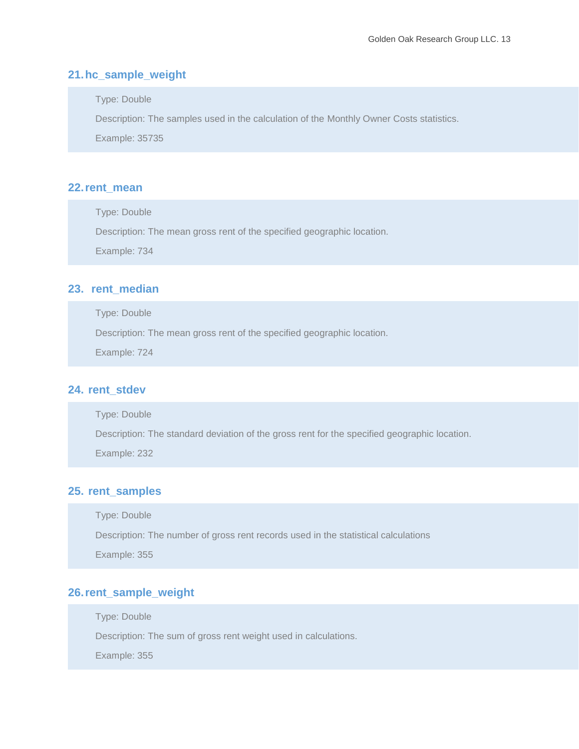## 21. hc_sample_weight

Type: Double

Description: The samples used in the calculation of the Monthly Owner Costs statistics.

Example: 35735

## 22. rent_mean

Type: Double

Description: The mean gross rent of the specified geographic location.

Example: 734

## 23. rent_median

Type: Double

Description: The mean gross rent of the specified geographic location.

Example: 724

## 24. rent_stdev

Type: Double

Description: The standard deviation of the gross rent for the specified geographic location.

Example: 232

## 25. rent_samples

Type: Double

Description: The number of gross rent records used in the statistical calculations

Example: 355

## 26. rent_sample_weight

Type: Double

Description: The sum of gross rent weight used in calculations.

Example: 355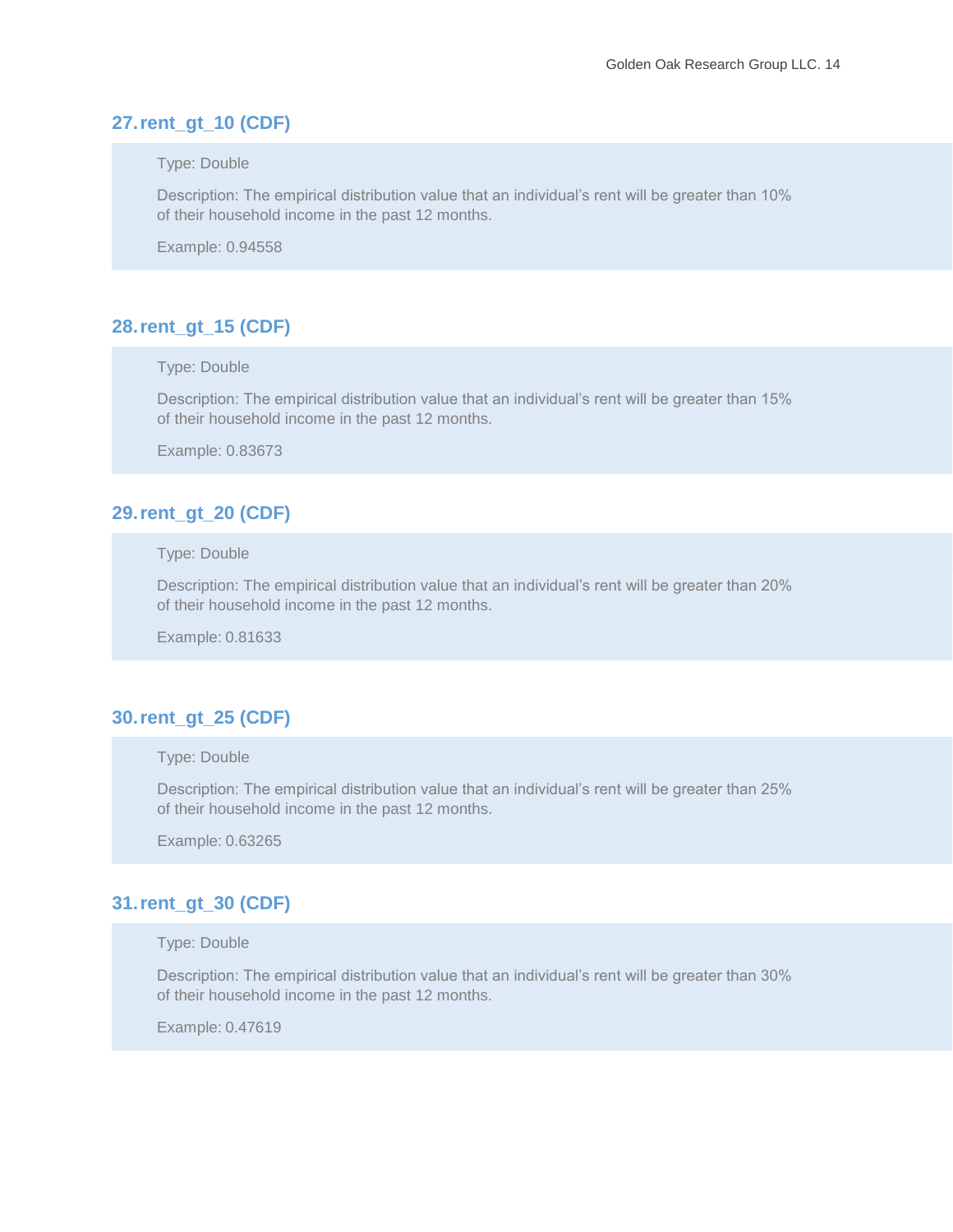### 27. rent_gt_10 (CDF)

Type: Double

Description: The empirical distribution value that an individual's rent will be greater than 10% of their household income in the past 12 months.

Example: 0.94558

### 28. rent_gt_15 (CDF)

Type: Double

Description: The empirical distribution value that an individual's rent will be greater than 15% of their household income in the past 12 months.

Example: 0.83673

### 29. rent_gt_20 (CDF)

Type: Double

Description: The empirical distribution value that an individual's rent will be greater than 20% of their household income in the past 12 months.

Example: 0.81633

### 30. rent_gt_25 (CDF)

Type: Double

Description: The empirical distribution value that an individual's rent will be greater than 25% of their household income in the past 12 months.

Example: 0.63265

### 31. rent_gt_30 (CDF)

Type: Double

Description: The empirical distribution value that an individual's rent will be greater than 30% of their household income in the past 12 months.

Example: 0.47619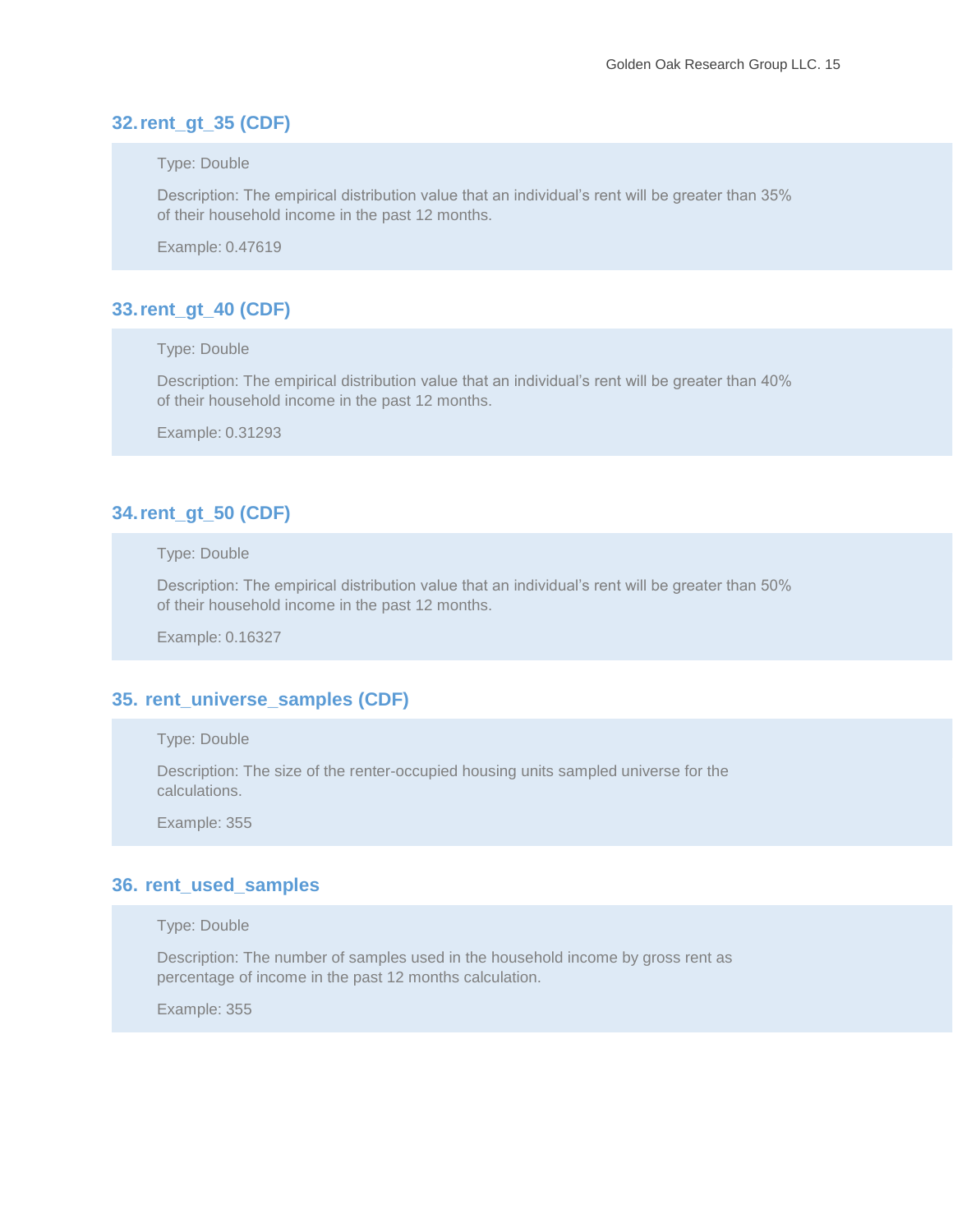## 32. rent_gt_35 (CDF)

Type: Double

Description: The empirical distribution value that an individual's rent will be greater than 35% of their household income in the past 12 months.

Example: 0.47619

## 33. rent_gt_40 (CDF)

Type: Double

Description: The empirical distribution value that an individual's rent will be greater than 40% of their household income in the past 12 months.

Example: 0.31293

## 34. rent_gt_50 (CDF)

Type: Double

Description: The empirical distribution value that an individual's rent will be greater than 50% of their household income in the past 12 months.

Example: 0.16327

## 35. rent_universe_samples (CDF)

Type: Double

Description: The size of the renter-occupied housing units sampled universe for the calculations.

Example: 355

## 36. rent_used_samples

Type: Double

Description: The number of samples used in the household income by gross rent as percentage of income in the past 12 months calculation.

Example: 355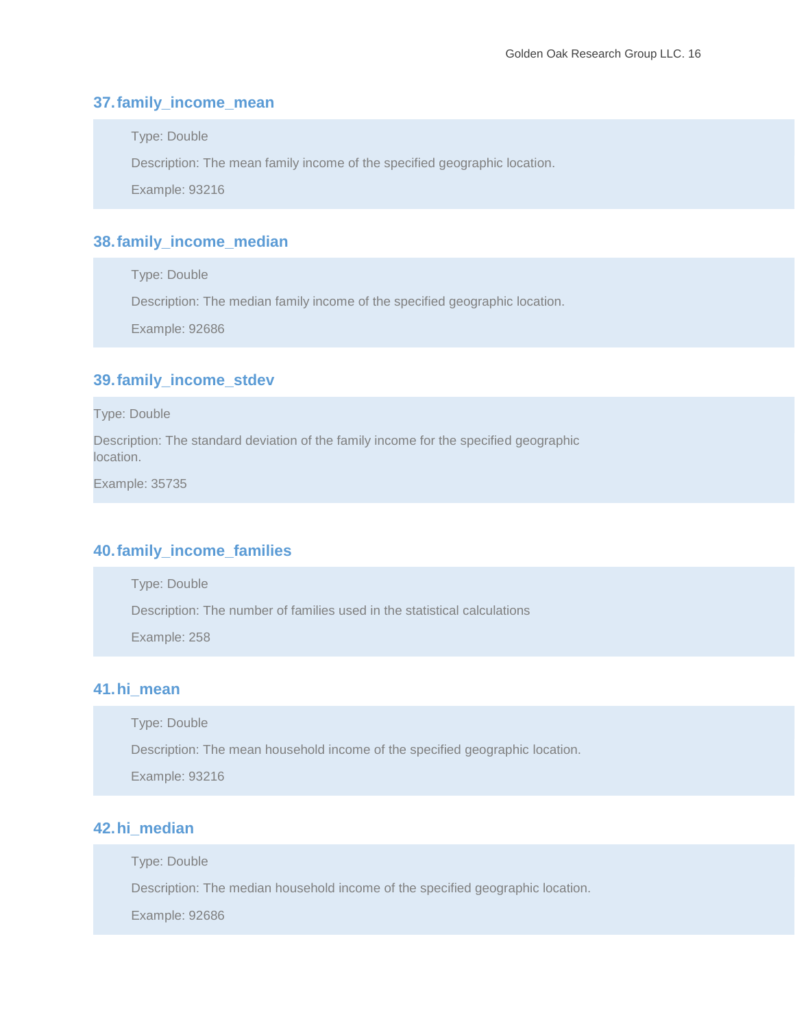### 37. family_income_mean

Type: Double

Description: The mean family income of the specified geographic location.

Example: 93216

### 38. family_income_median

Type: Double

Description: The median family income of the specified geographic location.

Example: 92686

### 39. family_income_stdev

Type: Double

Description: The standard deviation of the family income for the specified geographic location.

Example: 35735

### 40. family_income_families

Type: Double

Description: The number of families used in the statistical calculations

Example: 258

### 41. hi_mean

Type: Double

Description: The mean household income of the specified geographic location.

Example: 93216

### 42. hi_median

Type: Double

Description: The median household income of the specified geographic location.

Example: 92686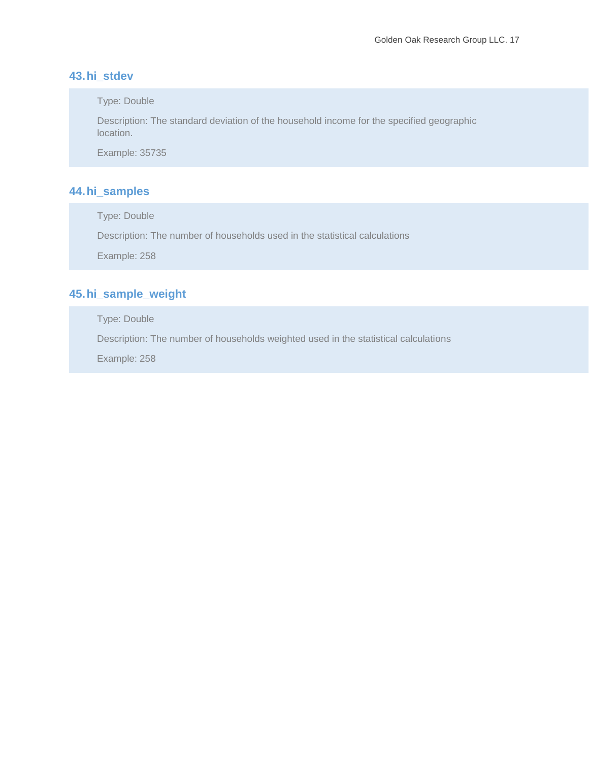### 43. hi_stdev

Type: Double

Description: The standard deviation of the household income for the specified geographic location.

Example: 35735

### 44. hi_samples

Type: Double

Description: The number of households used in the statistical calculations

Example: 258

### 45. hi_sample_weight

Type: Double

Description: The number of households weighted used in the statistical calculations

Example: 258